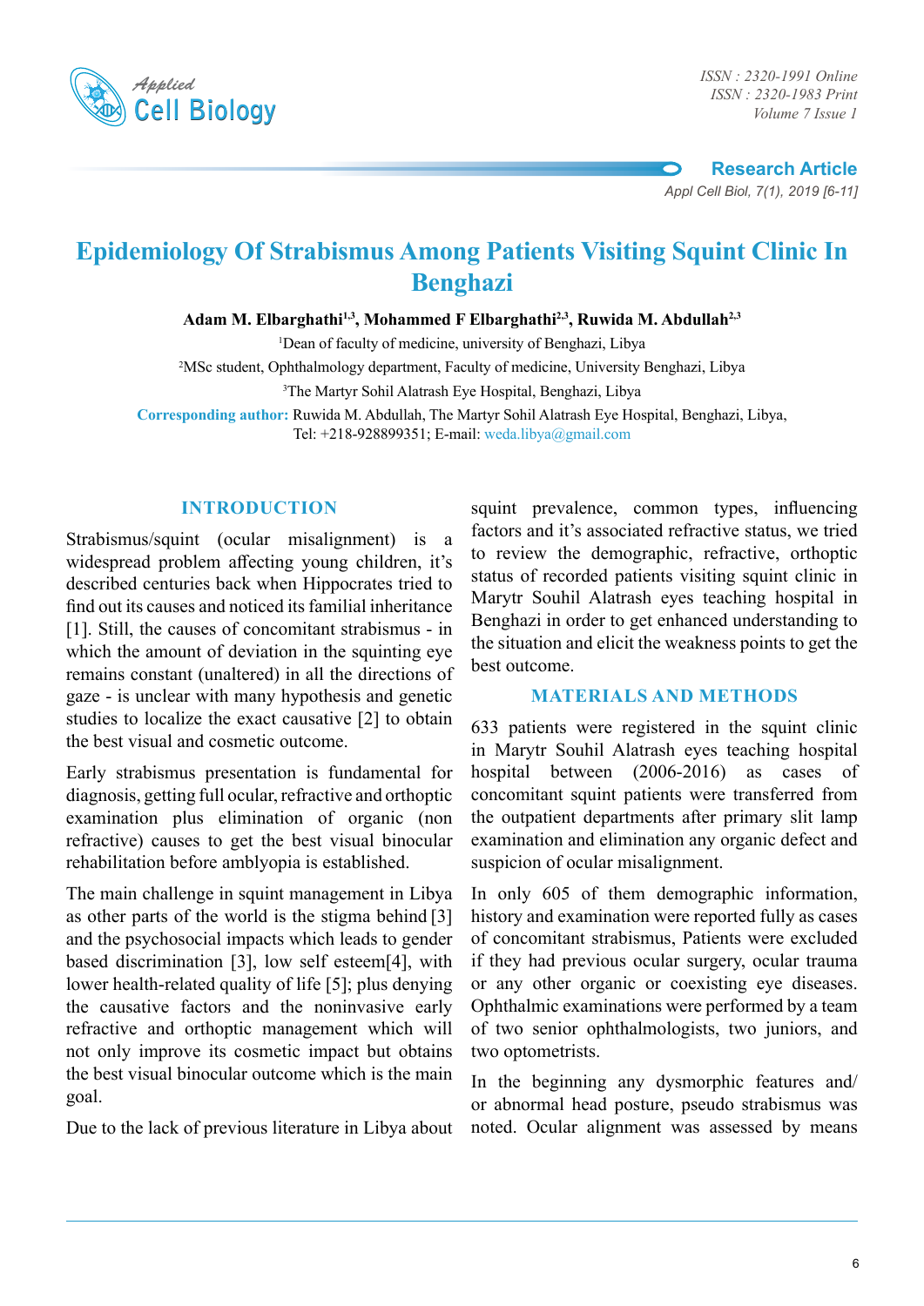# Epidemiology Of Strabismus Among Patients Visiting Squint Clinic In Benghazi

**Adam M. Elbarghathi[1,3], Mohammed F Elbarghathi[2,3], Ruwida M. Abdullah[2,3]**

[1]Dean of faculty of medicine, university of Benghazi, Libya

[2]MSc student, Ophthalmology department, Faculty of medicine, University Benghazi, Libya

[3]The Martyr Sohil Alatrash Eye Hospital, Benghazi, Libya

**Corresponding author:** Ruwida M. Abdullah, The Martyr Sohil Alatrash Eye Hospital, Benghazi, Libya, Tel: +218-928899351; E-mail: weda.libya@gmail.com

## INTRODUCTION

Strabismus/squint (ocular misalignment) is a widespread problem affecting young children, it's described centuries back when Hippocrates tried to find out its causes and noticed its familial inheritance [1]. Still, the causes of concomitant strabismus - in which the amount of deviation in the squinting eye remains constant (unaltered) in all the directions of gaze - is unclear with many hypothesis and genetic studies to localize the exact causative [2] to obtain the best visual and cosmetic outcome.

Early strabismus presentation is fundamental for diagnosis, getting full ocular, refractive and orthoptic examination plus elimination of organic (non refractive) causes to get the best visual binocular rehabilitation before amblyopia is established.

The main challenge in squint management in Libya as other parts of the world is the stigma behind [3] and the psychosocial impacts which leads to gender based discrimination [3], low self esteem[4], with lower health-related quality of life [5]; plus denying the causative factors and the noninvasive early refractive and orthoptic management which will not only improve its cosmetic impact but obtains the best visual binocular outcome which is the main goal.

Due to the lack of previous literature in Libya about squint prevalence, common types, influencing factors and it's associated refractive status, we tried to review the demographic, refractive, orthoptic status of recorded patients visiting squint clinic in Marytr Souhil Alatrash eyes teaching hospital in Benghazi in order to get enhanced understanding to the situation and elicit the weakness points to get the best outcome.

## MATERIALS AND METHODS

633 patients were registered in the squint clinic in Marytr Souhil Alatrash eyes teaching hospital hospital between (2006-2016) as cases of concomitant squint patients were transferred from the outpatient departments after primary slit lamp examination and elimination any organic defect and suspicion of ocular misalignment.

In only 605 of them demographic information, history and examination were reported fully as cases of concomitant strabismus, Patients were excluded if they had previous ocular surgery, ocular trauma or any other organic or coexisting eye diseases. Ophthalmic examinations were performed by a team of two senior ophthalmologists, two juniors, and two optometrists.

In the beginning any dysmorphic features and/or abnormal head posture, pseudo strabismus was noted. Ocular alignment was assessed by means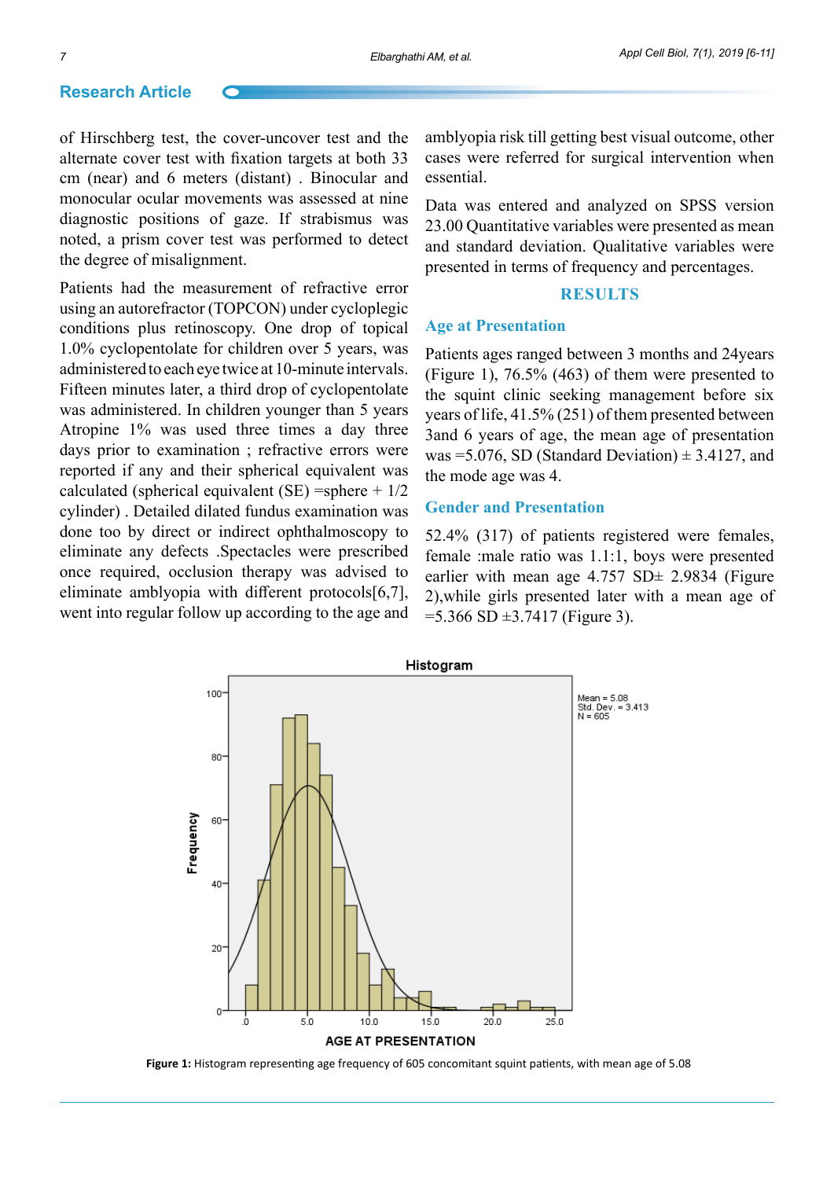of Hirschberg test, the cover-uncover test and the alternate cover test with fixation targets at both 33 cm (near) and 6 meters (distant) . Binocular and monocular ocular movements was assessed at nine diagnostic positions of gaze. If strabismus was noted, a prism cover test was performed to detect the degree of misalignment.

Patients had the measurement of refractive error using an autorefractor (TOPCON) under cycloplegic conditions plus retinoscopy. One drop of topical 1.0% cyclopentolate for children over 5 years, was administered to each eye twice at 10-minute intervals. Fifteen minutes later, a third drop of cyclopentolate was administered. In children younger than 5 years Atropine 1% was used three times a day three days prior to examination ; refractive errors were reported if any and their spherical equivalent was calculated (spherical equivalent (SE) =sphere + 1/2 cylinder) . Detailed dilated fundus examination was done too by direct or indirect ophthalmoscopy to eliminate any defects .Spectacles were prescribed once required, occlusion therapy was advised to eliminate amblyopia with different protocols[6,7], went into regular follow up according to the age and amblyopia risk till getting best visual outcome, other cases were referred for surgical intervention when essential.

Data was entered and analyzed on SPSS version 23.00 Quantitative variables were presented as mean and standard deviation. Qualitative variables were presented in terms of frequency and percentages.

## RESULTS

### Age at Presentation

Patients ages ranged between 3 months and 24years (Figure 1), 76.5% (463) of them were presented to the squint clinic seeking management before six years of life, 41.5% (251) of them presented between 3and 6 years of age, the mean age of presentation was =5.076, SD (Standard Deviation) ± 3.4127, and the mode age was 4.

### Gender and Presentation

52.4% (317) of patients registered were females, female :male ratio was 1.1:1, boys were presented earlier with mean age 4.757 SD± 2.9834 (Figure 2),while girls presented later with a mean age of =5.366 SD ±3.7417 (Figure 3).

**Figure 1:** Histogram representing age frequency of 605 concomitant squint patients, with mean age of 5.08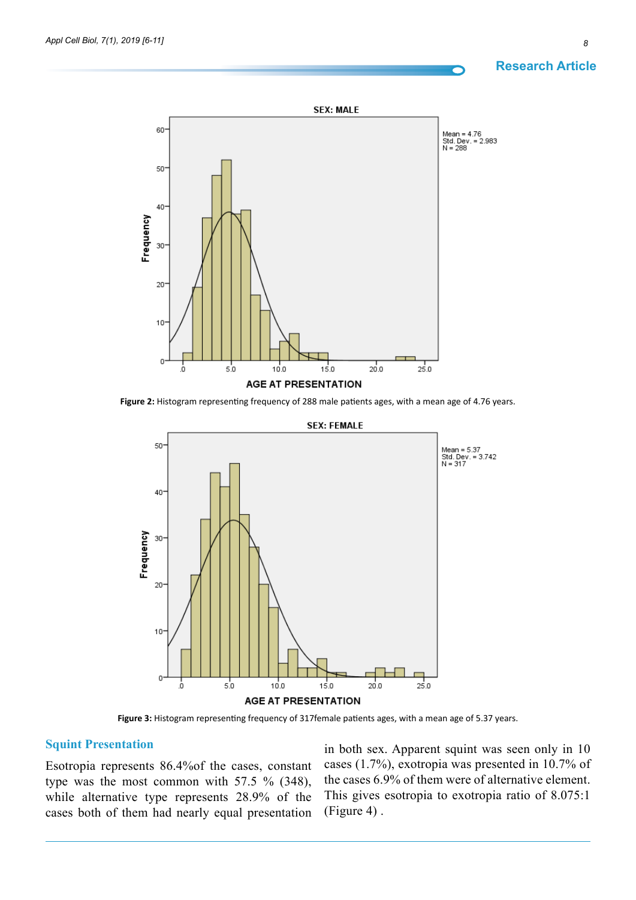Figure 2: Histogram representing frequency of 288 male patients ages, with a mean age of 4.76 years.

Figure 3: Histogram representing frequency of 317female patients ages, with a mean age of 5.37 years.

## Squint Presentation

Esotropia represents 86.4%of the cases, constant type was the most common with 57.5 % (348), while alternative type represents 28.9% of the cases both of them had nearly equal presentation in both sex. Apparent squint was seen only in 10 cases (1.7%), exotropia was presented in 10.7% of the cases 6.9% of them were of alternative element. This gives esotropia to exotropia ratio of 8.075:1 (Figure 4) .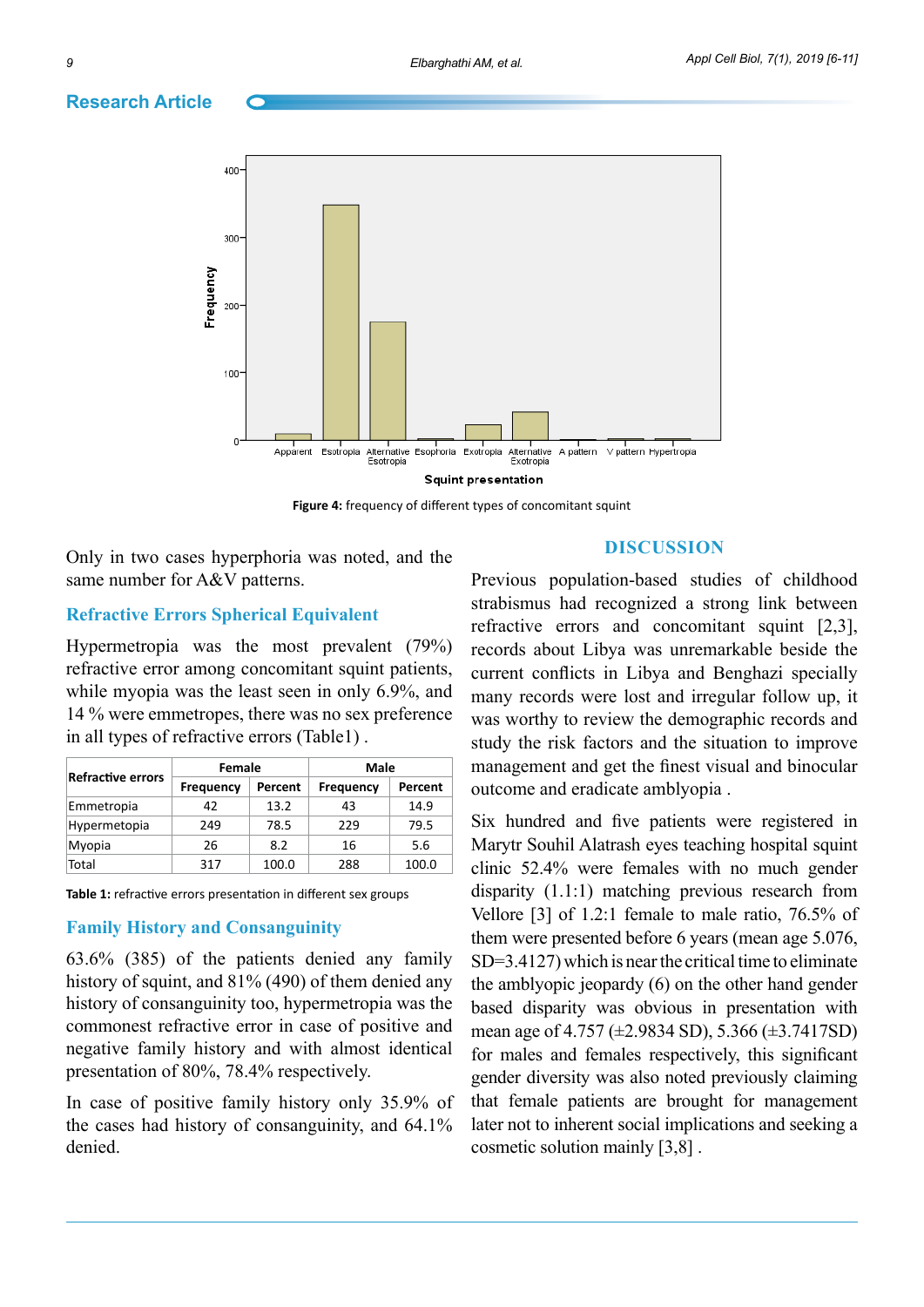Figure 4: frequency of different types of concomitant squint

Only in two cases hyperphoria was noted, and the same number for A&V patterns.

### Refractive Errors Spherical Equivalent

Hypermetropia was the most prevalent (79%) refractive error among concomitant squint patients, while myopia was the least seen in only 6.9%, and 14 % were emmetropes, there was no sex preference in all types of refractive errors (Table1) .

| Refractive errors | Female | | Male | |
|---|---|---|---|---|
| | Frequency | Percent | Frequency | Percent |
| Emmetropia | 42 | 13.2 | 43 | 14.9 |
| Hypermetopia | 249 | 78.5 | 229 | 79.5 |
| Myopia | 26 | 8.2 | 16 | 5.6 |
| Total | 317 | 100.0 | 288 | 100.0 |

**Table 1:** refractive errors presentation in different sex groups

### Family History and Consanguinity

63.6% (385) of the patients denied any family history of squint, and 81% (490) of them denied any history of consanguinity too, hypermetropia was the commonest refractive error in case of positive and negative family history and with almost identical presentation of 80%, 78.4% respectively.

In case of positive family history only 35.9% of the cases had history of consanguinity, and 64.1% denied.

## DISCUSSION

Previous population-based studies of childhood strabismus had recognized a strong link between refractive errors and concomitant squint [2,3], records about Libya was unremarkable beside the current conflicts in Libya and Benghazi specially many records were lost and irregular follow up, it was worthy to review the demographic records and study the risk factors and the situation to improve management and get the finest visual and binocular outcome and eradicate amblyopia .

Six hundred and five patients were registered in Marytr Souhil Alatrash eyes teaching hospital squint clinic 52.4% were females with no much gender disparity (1.1:1) matching previous research from Vellore [3] of 1.2:1 female to male ratio, 76.5% of them were presented before 6 years (mean age 5.076, SD=3.4127) which is near the critical time to eliminate the amblyopic jeopardy (6) on the other hand gender based disparity was obvious in presentation with mean age of 4.757 (±2.9834 SD), 5.366 (±3.7417SD) for males and females respectively, this significant gender diversity was also noted previously claiming that female patients are brought for management later not to inherent social implications and seeking a cosmetic solution mainly [3,8] .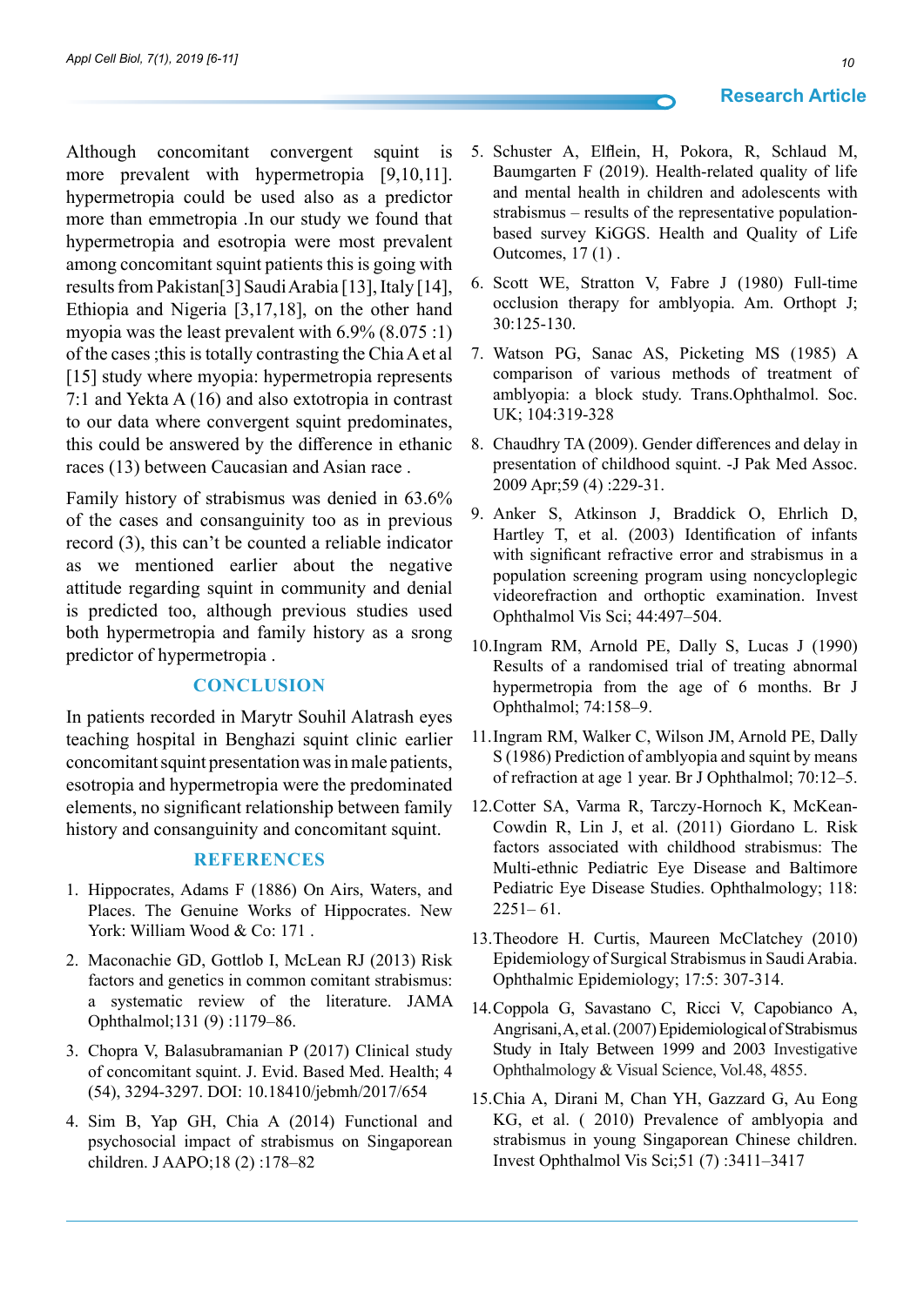Although concomitant convergent squint is more prevalent with hypermetropia [9,10,11]. hypermetropia could be used also as a predictor more than emmetropia .In our study we found that hypermetropia and esotropia were most prevalent among concomitant squint patients this is going with results from Pakistan[3] Saudi Arabia [13], Italy [14], Ethiopia and Nigeria [3,17,18], on the other hand myopia was the least prevalent with 6.9% (8.075 :1) of the cases ;this is totally contrasting the Chia A et al [15] study where myopia: hypermetropia represents 7:1 and Yekta A (16) and also extotropia in contrast to our data where convergent squint predominates, this could be answered by the difference in ethanic races (13) between Caucasian and Asian race .

Family history of strabismus was denied in 63.6% of the cases and consanguinity too as in previous record (3), this can't be counted a reliable indicator as we mentioned earlier about the negative attitude regarding squint in community and denial is predicted too, although previous studies used both hypermetropia and family history as a srong predictor of hypermetropia .

## CONCLUSION

In patients recorded in Marytr Souhil Alatrash eyes teaching hospital in Benghazi squint clinic earlier concomitant squint presentation was in male patients, esotropia and hypermetropia were the predominated elements, no significant relationship between family history and consanguinity and concomitant squint.

## REFERENCES

1. Hippocrates, Adams F (1886) On Airs, Waters, and Places. The Genuine Works of Hippocrates. New York: William Wood & Co: 171 .
2. Maconachie GD, Gottlob I, McLean RJ (2013) Risk factors and genetics in common comitant strabismus: a systematic review of the literature. JAMA Ophthalmol;131 (9) :1179–86.
3. Chopra V, Balasubramanian P (2017) Clinical study of concomitant squint. J. Evid. Based Med. Health; 4 (54), 3294-3297. DOI: 10.18410/jebmh/2017/654
4. Sim B, Yap GH, Chia A (2014) Functional and psychosocial impact of strabismus on Singaporean children. J AAPO;18 (2) :178–82
5. Schuster A, Elflein, H, Pokora, R, Schlaud M, Baumgarten F (2019). Health-related quality of life and mental health in children and adolescents with strabismus – results of the representative population-based survey KiGGS. Health and Quality of Life Outcomes, 17 (1) .
6. Scott WE, Stratton V, Fabre J (1980) Full-time occlusion therapy for amblyopia. Am. Orthopt J; 30:125-130.
7. Watson PG, Sanac AS, Picketing MS (1985) A comparison of various methods of treatment of amblyopia: a block study. Trans.Ophthalmol. Soc. UK; 104:319-328
8. Chaudhry TA (2009). Gender differences and delay in presentation of childhood squint. -J Pak Med Assoc. 2009 Apr;59 (4) :229-31.
9. Anker S, Atkinson J, Braddick O, Ehrlich D, Hartley T, et al. (2003) Identification of infants with significant refractive error and strabismus in a population screening program using noncycloplegic videorefraction and orthoptic examination. Invest Ophthalmol Vis Sci; 44:497–504.
10. Ingram RM, Arnold PE, Dally S, Lucas J (1990) Results of a randomised trial of treating abnormal hypermetropia from the age of 6 months. Br J Ophthalmol; 74:158–9.
11. Ingram RM, Walker C, Wilson JM, Arnold PE, Dally S (1986) Prediction of amblyopia and squint by means of refraction at age 1 year. Br J Ophthalmol; 70:12–5.
12. Cotter SA, Varma R, Tarczy-Hornoch K, McKean-Cowdin R, Lin J, et al. (2011) Giordano L. Risk factors associated with childhood strabismus: The Multi-ethnic Pediatric Eye Disease and Baltimore Pediatric Eye Disease Studies. Ophthalmology; 118: 2251– 61.
13. Theodore H. Curtis, Maureen McClatchey (2010) Epidemiology of Surgical Strabismus in Saudi Arabia. Ophthalmic Epidemiology; 17:5: 307-314.
14. Coppola G, Savastano C, Ricci V, Capobianco A, Angrisani,A, et al. (2007) Epidemiological of Strabismus Study in Italy Between 1999 and 2003 Investigative Ophthalmology & Visual Science, Vol.48, 4855.
15. Chia A, Dirani M, Chan YH, Gazzard G, Au Eong KG, et al. ( 2010) Prevalence of amblyopia and strabismus in young Singaporean Chinese children. Invest Ophthalmol Vis Sci;51 (7) :3411–3417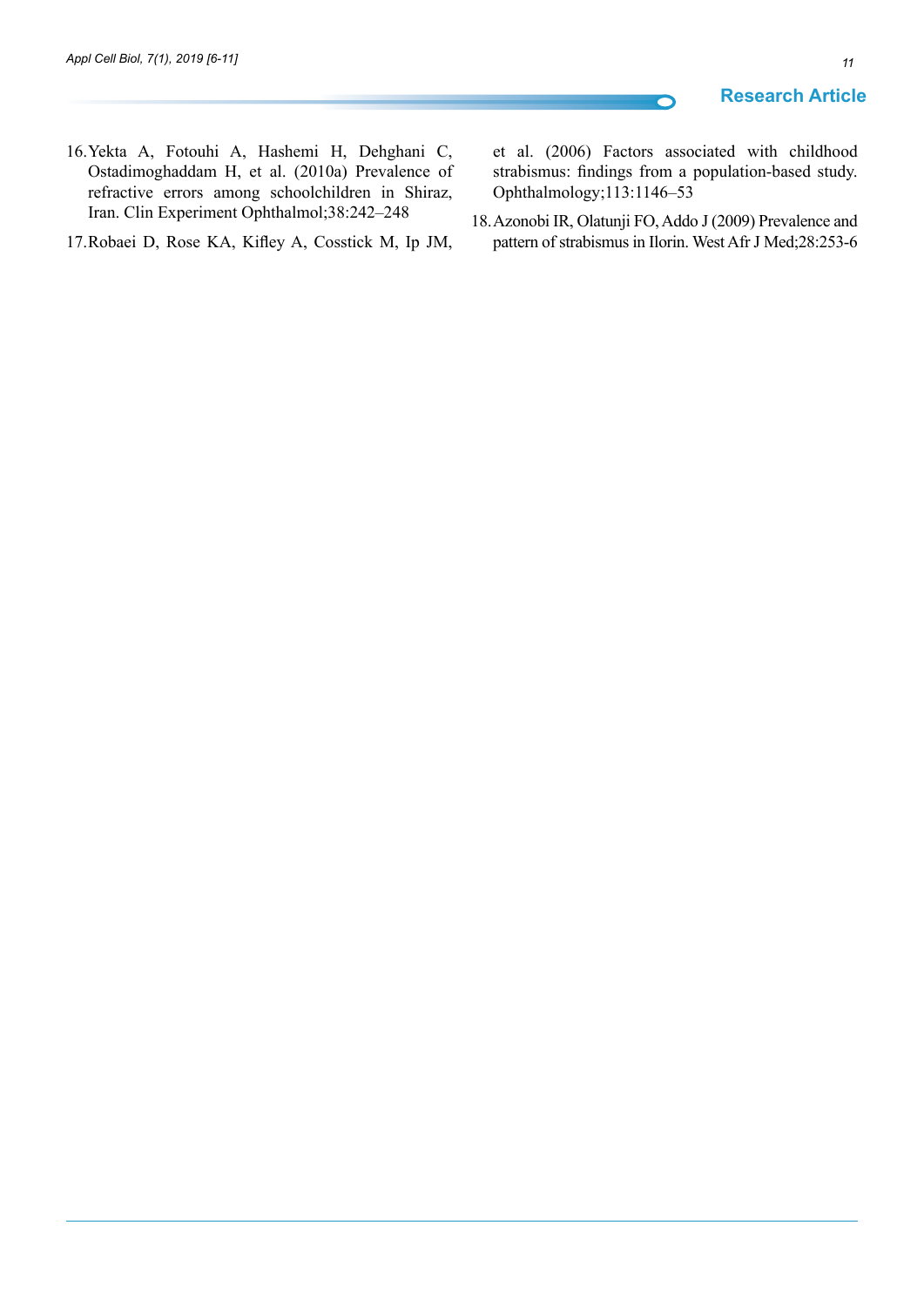16. Yekta A, Fotouhi A, Hashemi H, Dehghani C, Ostadimoghaddam H, et al. (2010a) Prevalence of refractive errors among schoolchildren in Shiraz, Iran. Clin Experiment Ophthalmol;38:242–248

17. Robaei D, Rose KA, Kifley A, Cosstick M, Ip JM, et al. (2006) Factors associated with childhood strabismus: findings from a population-based study. Ophthalmology;113:1146–53

18. Azonobi IR, Olatunji FO, Addo J (2009) Prevalence and pattern of strabismus in Ilorin. West Afr J Med;28:253-6